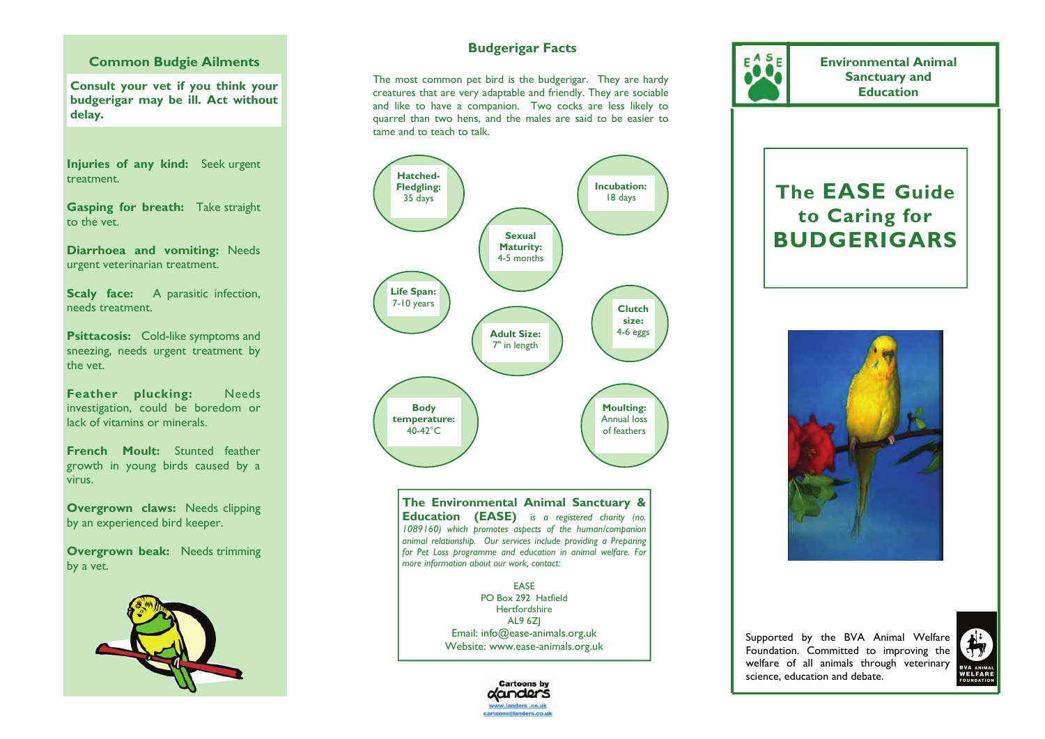## Common Budgie Ailments

**Consult your vet if you think your budgerigar may be ill. Act without delay.**

**Injuries of any kind:** Seek urgent treatment.

**Gasping for breath:** Take straight to the vet.

**Diarrhoea and vomiting:** Needs urgent veterinarian treatment.

**Scaly face:** A parasitic infection, needs treatment.

**Psittacosis:** Cold-like symptoms and sneezing, needs urgent treatment by the vet.

**Feather plucking:** Needs investigation, could be boredom or lack of vitamins or minerals.

**French Moult:** Stunted feather growth in young birds caused by a virus.

**Overgrown claws:** Needs clipping by an experienced bird keeper.

**Overgrown beak:** Needs trimming by a vet.

## Budgerigar Facts

The most common pet bird is the budgerigar. They are hardy creatures that are very adaptable and friendly. They are sociable and like to have a companion. Two cocks are less likely to quarrel than two hens, and the males are said to be easier to tame and to teach to talk.

- **Hatched-Fledgling:** 35 days
- **Incubation:** 18 days
- **Sexual Maturity:** 4-5 months
- **Life Span:** 7-10 years
- **Clutch size:** 4-6 eggs
- **Adult Size:** 7" in length
- **Body temperature:** 40-42°C
- **Moulting:** Annual loss of feathers

**The Environmental Animal Sanctuary & Education (EASE)** *is a registered charity (no. 1089160) which promotes aspects of the human/companion animal relationship. Our services include providing a Preparing for Pet Loss programme and education in animal welfare. For more information about our work, contact:*

EASE
PO Box 292 Hatfield
Hertfordshire
AL9 6ZJ
Email: info@ease-animals.org.uk
Website: www.ease-animals.org.uk

Cartoons by Landers
www.landers.co.uk
cartoons@landers.co.uk

**Environmental Animal Sanctuary and Education**

# The EASE Guide to Caring for BUDGERIGARS

Supported by the BVA Animal Welfare Foundation. Committed to improving the welfare of all animals through veterinary science, education and debate.

BVA ANIMAL WELFARE FOUNDATION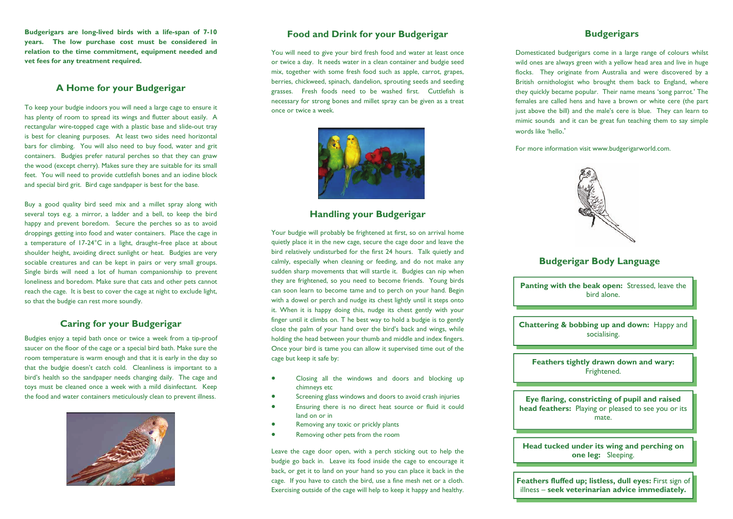**Budgerigars are long-lived birds with a life-span of 7-10 years. The low purchase cost must be considered in relation to the time commitment, equipment needed and vet fees for any treatment required.**

## A Home for your Budgerigar

To keep your budgie indoors you will need a large cage to ensure it has plenty of room to spread its wings and flutter about easily. A rectangular wire-topped cage with a plastic base and slide-out tray is best for cleaning purposes. At least two sides need horizontal bars for climbing. You will also need to buy food, water and grit containers. Budgies prefer natural perches so that they can gnaw the wood (except cherry). Makes sure they are suitable for its small feet. You will need to provide cuttlefish bones and an iodine block and special bird grit. Bird cage sandpaper is best for the base.

Buy a good quality bird seed mix and a millet spray along with several toys e.g. a mirror, a ladder and a bell, to keep the bird happy and prevent boredom. Secure the perches so as to avoid droppings getting into food and water containers. Place the cage in a temperature of 17-24°C in a light, draught–free place at about shoulder height, avoiding direct sunlight or heat. Budgies are very sociable creatures and can be kept in pairs or very small groups. Single birds will need a lot of human companionship to prevent loneliness and boredom. Make sure that cats and other pets cannot reach the cage. It is best to cover the cage at night to exclude light, so that the budgie can rest more soundly.

## Caring for your Budgerigar

Budgies enjoy a tepid bath once or twice a week from a tip-proof saucer on the floor of the cage or a special bird bath. Make sure the room temperature is warm enough and that it is early in the day so that the budgie doesn't catch cold. Cleanliness is important to a bird's health so the sandpaper needs changing daily. The cage and toys must be cleaned once a week with a mild disinfectant. Keep the food and water containers meticulously clean to prevent illness.

## Food and Drink for your Budgerigar

You will need to give your bird fresh food and water at least once or twice a day. It needs water in a clean container and budgie seed mix, together with some fresh food such as apple, carrot, grapes, berries, chickweed, spinach, dandelion, sprouting seeds and seeding grasses. Fresh foods need to be washed first. Cuttlefish is necessary for strong bones and millet spray can be given as a treat once or twice a week.

## Handling your Budgerigar

Your budgie will probably be frightened at first, so on arrival home quietly place it in the new cage, secure the cage door and leave the bird relatively undisturbed for the first 24 hours. Talk quietly and calmly, especially when cleaning or feeding, and do not make any sudden sharp movements that will startle it. Budgies can nip when they are frightened, so you need to become friends. Young birds can soon learn to become tame and to perch on your hand. Begin with a dowel or perch and nudge its chest lightly until it steps onto it. When it is happy doing this, nudge its chest gently with your finger until it climbs on. T he best way to hold a budgie is to gently close the palm of your hand over the bird's back and wings, while holding the head between your thumb and middle and index fingers. Once your bird is tame you can allow it supervised time out of the cage but keep it safe by:

- Closing all the windows and doors and blocking up chimneys etc
- Screening glass windows and doors to avoid crash injuries
- Ensuring there is no direct heat source or fluid it could land on or in
- Removing any toxic or prickly plants
- Removing other pets from the room

Leave the cage door open, with a perch sticking out to help the budgie go back in. Leave its food inside the cage to encourage it back, or get it to land on your hand so you can place it back in the cage. If you have to catch the bird, use a fine mesh net or a cloth. Exercising outside of the cage will help to keep it happy and healthy.

## Budgerigars

Domesticated budgerigars come in a large range of colours whilst wild ones are always green with a yellow head area and live in huge flocks. They originate from Australia and were discovered by a British ornithologist who brought them back to England, where they quickly became popular. Their name means 'song parrot.' The females are called hens and have a brown or white cere (the part just above the bill) and the male's cere is blue. They can learn to mimic sounds and it can be great fun teaching them to say simple words like 'hello.'

For more information visit www.budgerigarworld.com.

## Budgerigar Body Language

**Panting with the beak open:** Stressed, leave the bird alone.

**Chattering & bobbing up and down:** Happy and socialising.

**Feathers tightly drawn down and wary:** Frightened.

**Eye flaring, constricting of pupil and raised head feathers:** Playing or pleased to see you or its mate.

**Head tucked under its wing and perching on one leg:** Sleeping.

**Feathers fluffed up; listless, dull eyes:** First sign of illness – **seek veterinarian advice immediately.**